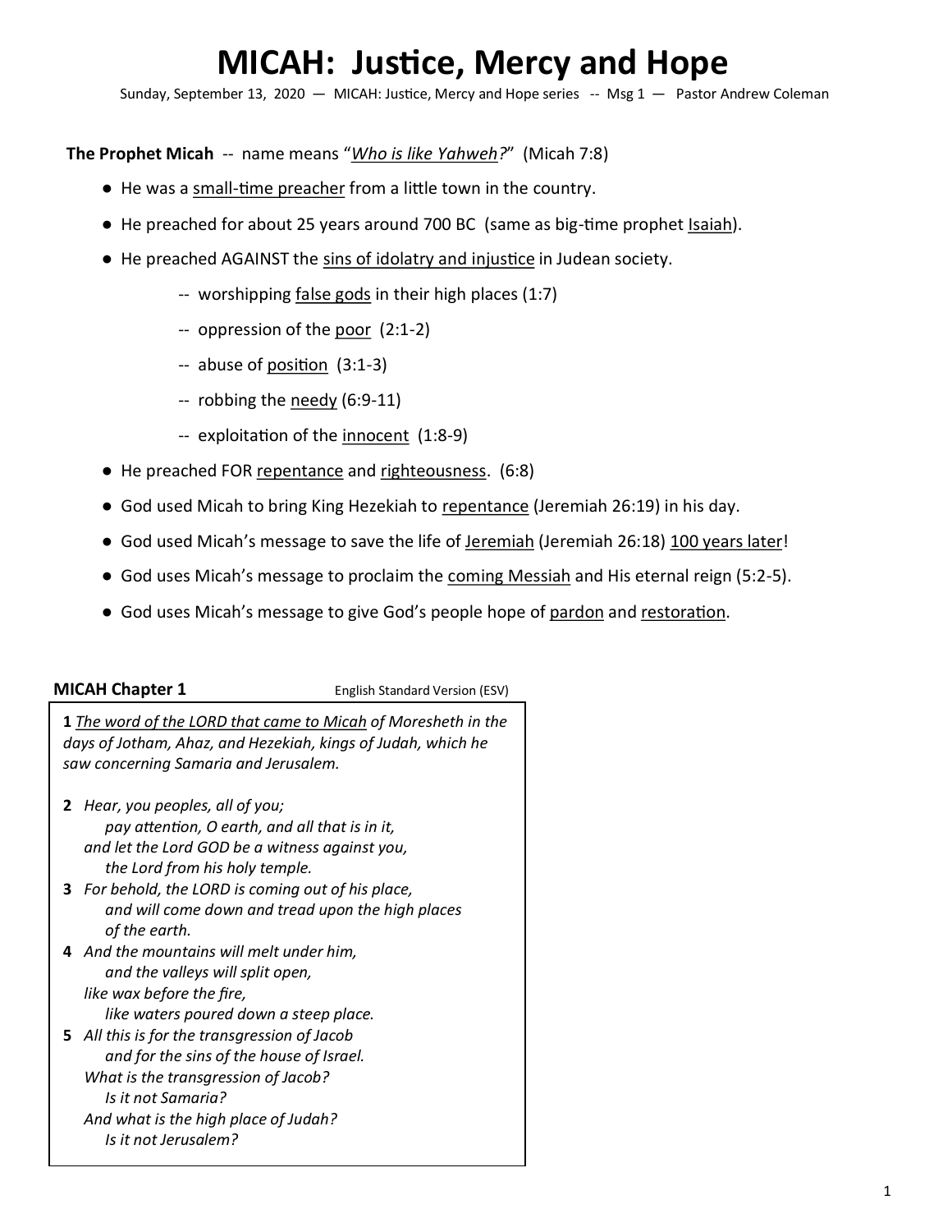# MICAH: Justice, Mercy and Hope

Sunday, September 13, 2020 — MICAH: Justice, Mercy and Hope series -- Msg 1 — Pastor Andrew Coleman

**The Prophet Micah** -- name means "*Who is like Yahweh?*" (Micah 7:8)

- He was a small-time preacher from a little town in the country.
- He preached for about 25 years around 700 BC (same as big-time prophet Isaiah).
- He preached AGAINST the sins of idolatry and injustice in Judean society.
  - -- worshipping false gods in their high places (1:7)
  - -- oppression of the poor (2:1-2)
  - -- abuse of position (3:1-3)
  - -- robbing the needy (6:9-11)
  - -- exploitation of the innocent (1:8-9)
- He preached FOR repentance and righteousness. (6:8)
- God used Micah to bring King Hezekiah to repentance (Jeremiah 26:19) in his day.
- God used Micah's message to save the life of Jeremiah (Jeremiah 26:18) 100 years later!
- God uses Micah's message to proclaim the coming Messiah and His eternal reign (5:2-5).
- God uses Micah's message to give God's people hope of pardon and restoration.

**MICAH Chapter 1** English Standard Version (ESV)

**1** *The word of the LORD that came to Micah of Moresheth in the days of Jotham, Ahaz, and Hezekiah, kings of Judah, which he saw concerning Samaria and Jerusalem.*

**2** *Hear, you peoples, all of you;*
*pay attention, O earth, and all that is in it,*
*and let the Lord GOD be a witness against you,*
*the Lord from his holy temple.*
**3** *For behold, the LORD is coming out of his place,*
*and will come down and tread upon the high places of the earth.*
**4** *And the mountains will melt under him,*
*and the valleys will split open,*
*like wax before the fire,*
*like waters poured down a steep place.*
**5** *All this is for the transgression of Jacob*
*and for the sins of the house of Israel.*
*What is the transgression of Jacob?*
*Is it not Samaria?*
*And what is the high place of Judah?*
*Is it not Jerusalem?*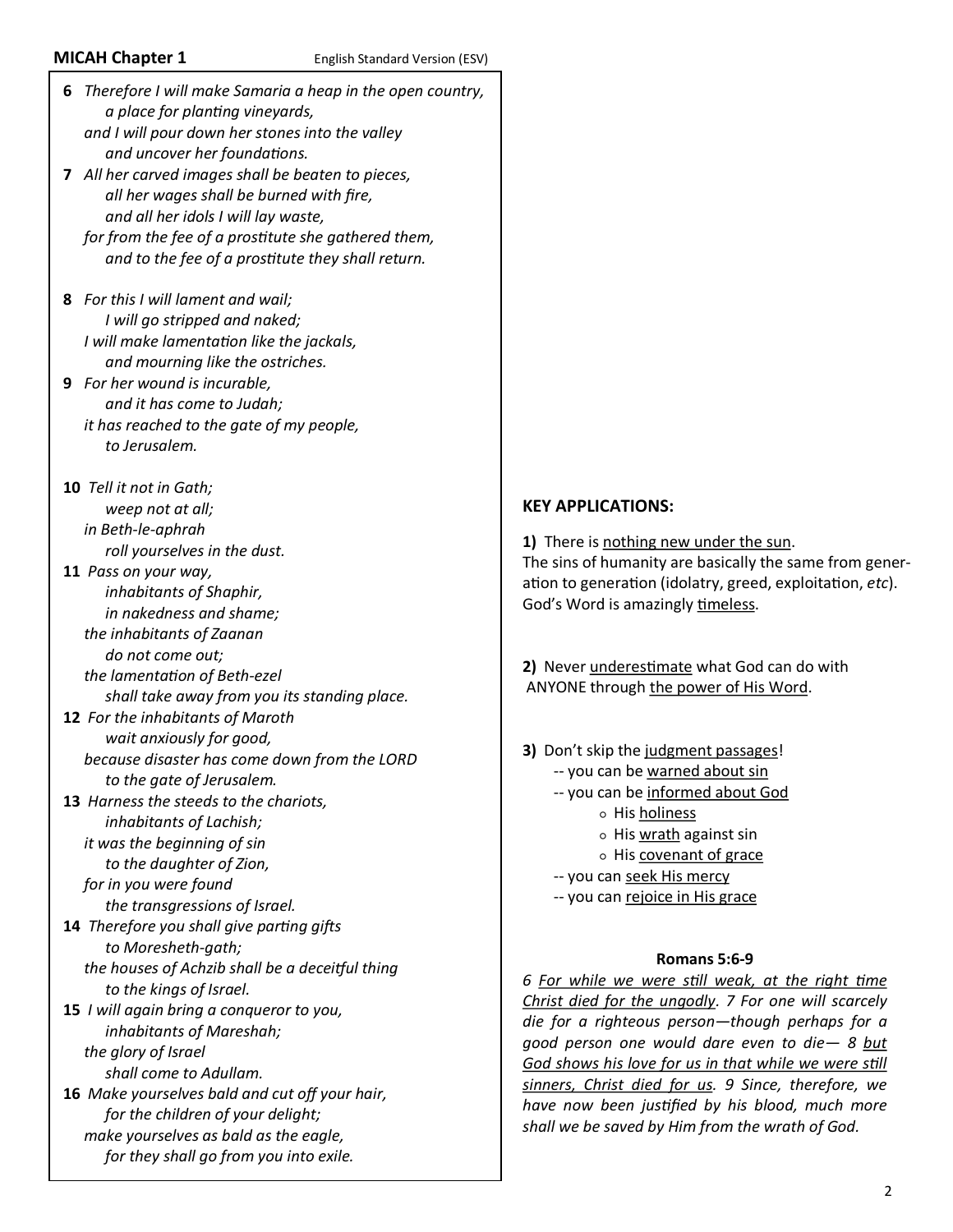**MICAH Chapter 1** English Standard Version (ESV)

**6** *Therefore I will make Samaria a heap in the open country,*
*a place for planting vineyards,*
*and I will pour down her stones into the valley*
*and uncover her foundations.*

**7** *All her carved images shall be beaten to pieces,*
*all her wages shall be burned with fire,*
*and all her idols I will lay waste,*
*for from the fee of a prostitute she gathered them,*
*and to the fee of a prostitute they shall return.*

**8** *For this I will lament and wail;*
*I will go stripped and naked;*
*I will make lamentation like the jackals,*
*and mourning like the ostriches.*

**9** *For her wound is incurable,*
*and it has come to Judah;*
*it has reached to the gate of my people,*
*to Jerusalem.*

**10** *Tell it not in Gath;*
*weep not at all;*
*in Beth-le-aphrah*
*roll yourselves in the dust.*

**11** *Pass on your way,*
*inhabitants of Shaphir,*
*in nakedness and shame;*
*the inhabitants of Zaanan*
*do not come out;*
*the lamentation of Beth-ezel*
*shall take away from you its standing place.*

**12** *For the inhabitants of Maroth*
*wait anxiously for good,*
*because disaster has come down from the LORD*
*to the gate of Jerusalem.*

**13** *Harness the steeds to the chariots,*
*inhabitants of Lachish;*
*it was the beginning of sin*
*to the daughter of Zion,*
*for in you were found*
*the transgressions of Israel.*

**14** *Therefore you shall give parting gifts*
*to Moresheth-gath;*
*the houses of Achzib shall be a deceitful thing*
*to the kings of Israel.*

**15** *I will again bring a conqueror to you,*
*inhabitants of Mareshah;*
*the glory of Israel*
*shall come to Adullam.*

**16** *Make yourselves bald and cut off your hair,*
*for the children of your delight;*
*make yourselves as bald as the eagle,*
*for they shall go from you into exile.*

## KEY APPLICATIONS:

**1)** There is <u>nothing new under the sun</u>.
The sins of humanity are basically the same from generation to generation (idolatry, greed, exploitation, *etc*). God's Word is amazingly <u>timeless</u>.

**2)** Never <u>underestimate</u> what God can do with ANYONE through <u>the power of His Word</u>.

**3)** Don't skip the <u>judgment passages</u>!
- you can be <u>warned about sin</u>
- you can be <u>informed about God</u>
  - His <u>holiness</u>
  - His <u>wrath</u> against sin
  - His <u>covenant of grace</u>
- you can <u>seek His mercy</u>
- you can <u>rejoice in His grace</u>

**Romans 5:6-9**

*6 <u>For while we were still weak, at the right time Christ died for the ungodly</u>. 7 For one will scarcely die for a righteous person—though perhaps for a good person one would dare even to die— 8 <u>but God shows his love for us in that while we were still sinners, Christ died for us</u>. 9 Since, therefore, we have now been justified by his blood, much more shall we be saved by Him from the wrath of God.*